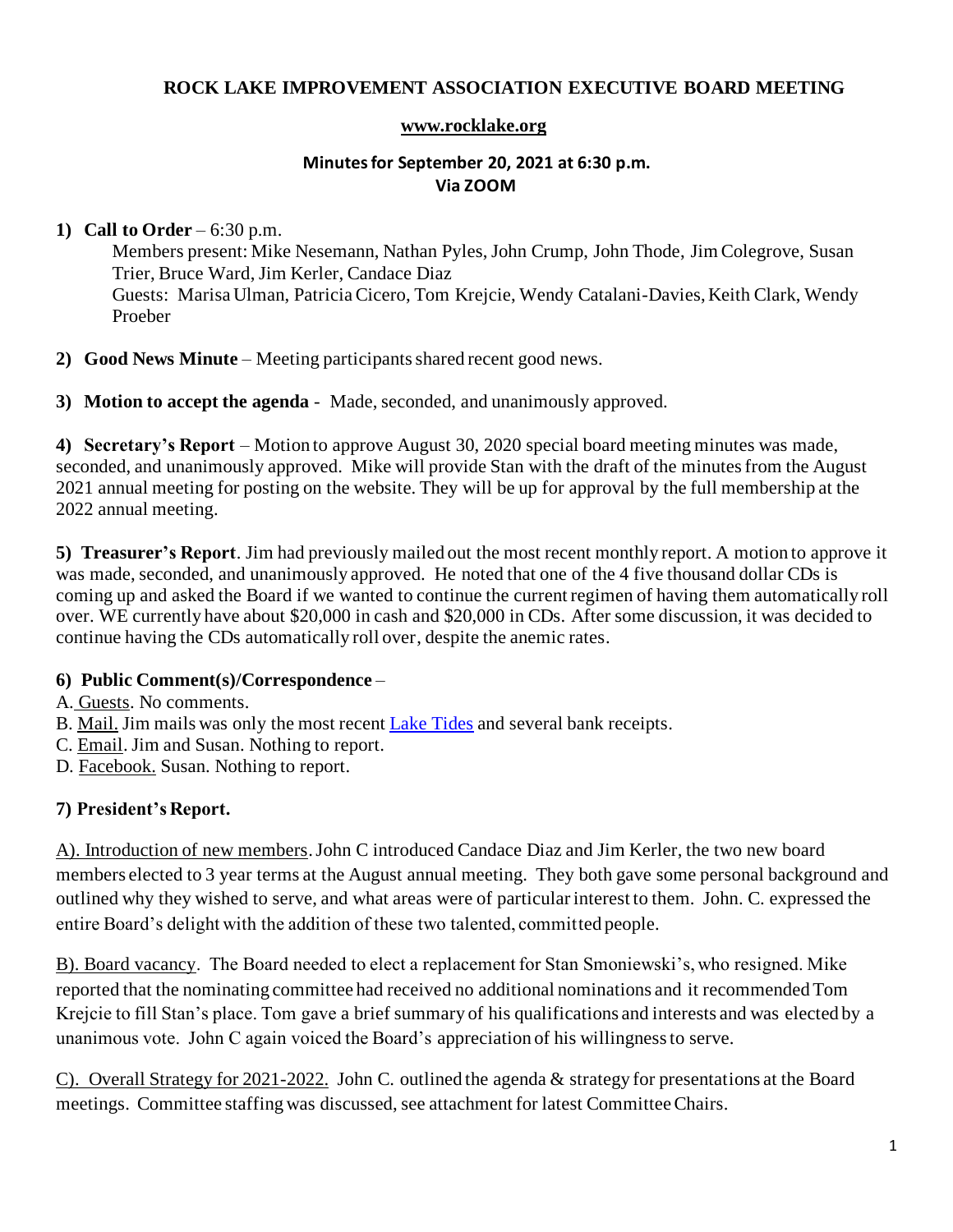**ROCK LAKE IMPROVEMENT ASSOCIATION EXECUTIVE BOARD MEETING**

**www.rocklake.org**

**Minutes for September 20, 2021 at 6:30 p.m.**
**Via ZOOM**

**1) Call to Order** – 6:30 p.m.

Members present: Mike Nesemann, Nathan Pyles, John Crump, John Thode, Jim Colegrove, Susan Trier, Bruce Ward, Jim Kerler, Candace Diaz
Guests: Marisa Ulman, Patricia Cicero, Tom Krejcie, Wendy Catalani-Davies, Keith Clark, Wendy Proeber

**2) Good News Minute** – Meeting participants shared recent good news.

**3) Motion to accept the agenda** - Made, seconded, and unanimously approved.

**4) Secretary's Report** – Motion to approve August 30, 2020 special board meeting minutes was made, seconded, and unanimously approved. Mike will provide Stan with the draft of the minutes from the August 2021 annual meeting for posting on the website. They will be up for approval by the full membership at the 2022 annual meeting.

**5) Treasurer's Report**. Jim had previously mailed out the most recent monthly report. A motion to approve it was made, seconded, and unanimously approved. He noted that one of the 4 five thousand dollar CDs is coming up and asked the Board if we wanted to continue the current regimen of having them automatically roll over. WE currently have about $20,000 in cash and $20,000 in CDs. After some discussion, it was decided to continue having the CDs automatically roll over, despite the anemic rates.

**6) Public Comment(s)/Correspondence** –

A. Guests. No comments.
B. Mail. Jim mails was only the most recent Lake Tides and several bank receipts.
C. Email. Jim and Susan. Nothing to report.
D. Facebook. Susan. Nothing to report.

**7) President's Report.**

A). Introduction of new members. John C introduced Candace Diaz and Jim Kerler, the two new board members elected to 3 year terms at the August annual meeting. They both gave some personal background and outlined why they wished to serve, and what areas were of particular interest to them. John. C. expressed the entire Board's delight with the addition of these two talented, committed people.

B). Board vacancy. The Board needed to elect a replacement for Stan Smoniewski's, who resigned. Mike reported that the nominating committee had received no additional nominations and it recommended Tom Krejcie to fill Stan's place. Tom gave a brief summary of his qualifications and interests and was elected by a unanimous vote. John C again voiced the Board's appreciation of his willingness to serve.

C). Overall Strategy for 2021-2022. John C. outlined the agenda & strategy for presentations at the Board meetings. Committee staffing was discussed, see attachment for latest Committee Chairs.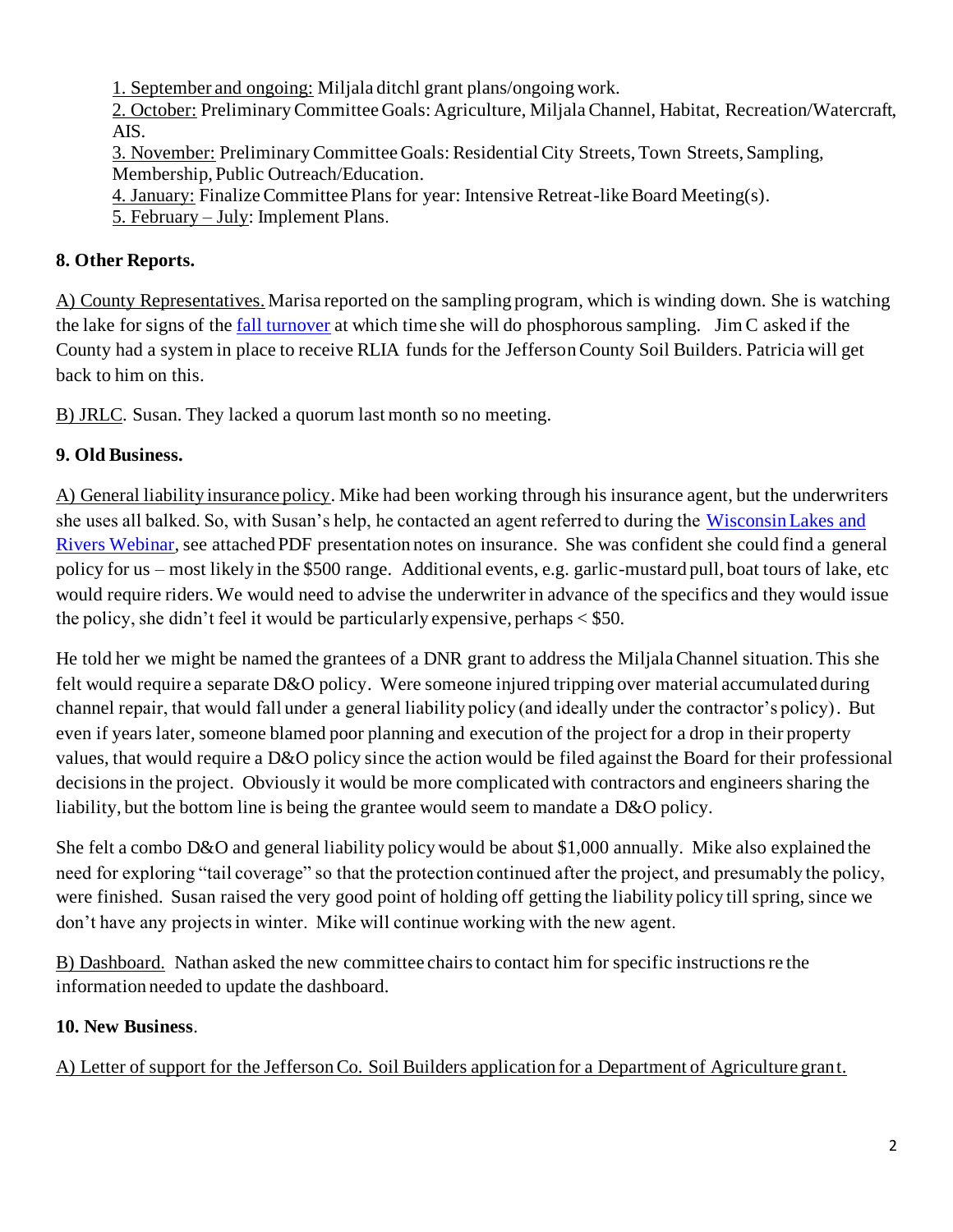1. September and ongoing: Miljala ditchl grant plans/ongoing work.
2. October: Preliminary Committee Goals: Agriculture, Miljala Channel, Habitat, Recreation/Watercraft, AIS.
3. November: Preliminary Committee Goals: Residential City Streets, Town Streets, Sampling, Membership, Public Outreach/Education.
4. January: Finalize Committee Plans for year: Intensive Retreat-like Board Meeting(s).
5. February – July: Implement Plans.

**8. Other Reports.**

A) County Representatives. Marisa reported on the sampling program, which is winding down. She is watching the lake for signs of the fall turnover at which time she will do phosphorous sampling. Jim C asked if the County had a system in place to receive RLIA funds for the Jefferson County Soil Builders. Patricia will get back to him on this.

B) JRLC. Susan. They lacked a quorum last month so no meeting.

**9. Old Business.**

A) General liability insurance policy. Mike had been working through his insurance agent, but the underwriters she uses all balked. So, with Susan's help, he contacted an agent referred to during the Wisconsin Lakes and Rivers Webinar, see attached PDF presentation notes on insurance. She was confident she could find a general policy for us – most likely in the $500 range. Additional events, e.g. garlic-mustard pull, boat tours of lake, etc would require riders. We would need to advise the underwriter in advance of the specifics and they would issue the policy, she didn't feel it would be particularly expensive, perhaps < $50.

He told her we might be named the grantees of a DNR grant to address the Miljala Channel situation. This she felt would require a separate D&O policy. Were someone injured tripping over material accumulated during channel repair, that would fall under a general liability policy (and ideally under the contractor's policy). But even if years later, someone blamed poor planning and execution of the project for a drop in their property values, that would require a D&O policy since the action would be filed against the Board for their professional decisions in the project. Obviously it would be more complicated with contractors and engineers sharing the liability, but the bottom line is being the grantee would seem to mandate a D&O policy.

She felt a combo D&O and general liability policy would be about $1,000 annually. Mike also explained the need for exploring "tail coverage" so that the protection continued after the project, and presumably the policy, were finished. Susan raised the very good point of holding off getting the liability policy till spring, since we don't have any projects in winter. Mike will continue working with the new agent.

B) Dashboard. Nathan asked the new committee chairs to contact him for specific instructions re the information needed to update the dashboard.

**10. New Business**.

A) Letter of support for the Jefferson Co. Soil Builders application for a Department of Agriculture grant.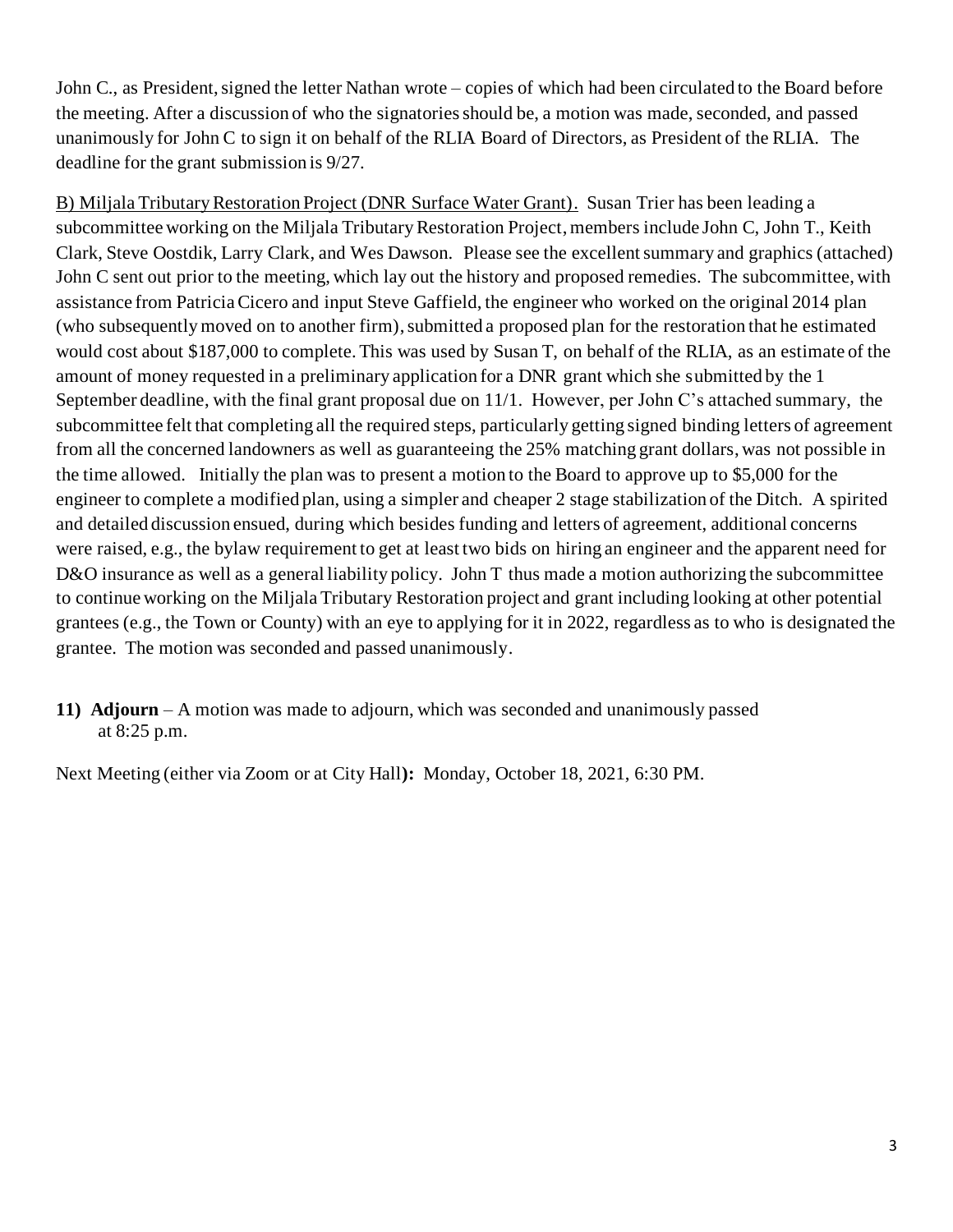John C., as President, signed the letter Nathan wrote – copies of which had been circulated to the Board before the meeting. After a discussion of who the signatories should be, a motion was made, seconded, and passed unanimously for John C to sign it on behalf of the RLIA Board of Directors, as President of the RLIA. The deadline for the grant submission is 9/27.

B) Miljala Tributary Restoration Project (DNR Surface Water Grant). Susan Trier has been leading a subcommittee working on the Miljala Tributary Restoration Project, members include John C, John T., Keith Clark, Steve Oostdik, Larry Clark, and Wes Dawson. Please see the excellent summary and graphics (attached) John C sent out prior to the meeting, which lay out the history and proposed remedies. The subcommittee, with assistance from Patricia Cicero and input Steve Gaffield, the engineer who worked on the original 2014 plan (who subsequently moved on to another firm), submitted a proposed plan for the restoration that he estimated would cost about $187,000 to complete. This was used by Susan T, on behalf of the RLIA, as an estimate of the amount of money requested in a preliminary application for a DNR grant which she submitted by the 1 September deadline, with the final grant proposal due on 11/1. However, per John C's attached summary, the subcommittee felt that completing all the required steps, particularly getting signed binding letters of agreement from all the concerned landowners as well as guaranteeing the 25% matching grant dollars, was not possible in the time allowed. Initially the plan was to present a motion to the Board to approve up to $5,000 for the engineer to complete a modified plan, using a simpler and cheaper 2 stage stabilization of the Ditch. A spirited and detailed discussion ensued, during which besides funding and letters of agreement, additional concerns were raised, e.g., the bylaw requirement to get at least two bids on hiring an engineer and the apparent need for D&O insurance as well as a general liability policy. John T thus made a motion authorizing the subcommittee to continue working on the Miljala Tributary Restoration project and grant including looking at other potential grantees (e.g., the Town or County) with an eye to applying for it in 2022, regardless as to who is designated the grantee. The motion was seconded and passed unanimously.

**11) Adjourn** – A motion was made to adjourn, which was seconded and unanimously passed at 8:25 p.m.

Next Meeting (either via Zoom or at City Hall**):** Monday, October 18, 2021, 6:30 PM.